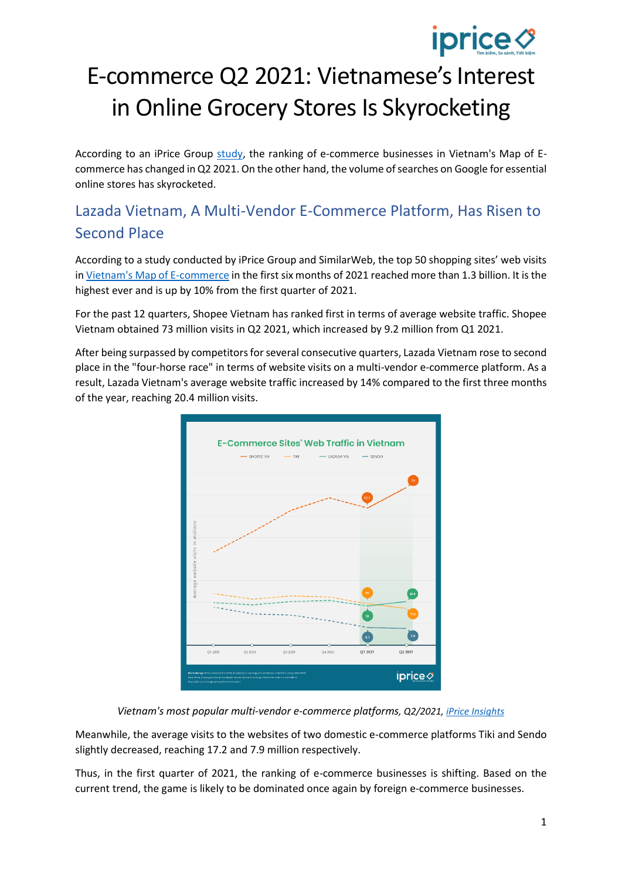# E-commerce Q2 2021: Vietnamese's Interest in Online Grocery Stores Is Skyrocketing

According to an iPrice Group study, the ranking of e-commerce businesses in Vietnam's Map of E-commerce has changed in Q2 2021. On the other hand, the volume of searches on Google for essential online stores has skyrocketed.

## Lazada Vietnam, A Multi-Vendor E-Commerce Platform, Has Risen to Second Place

According to a study conducted by iPrice Group and SimilarWeb, the top 50 shopping sites' web visits in Vietnam's Map of E-commerce in the first six months of 2021 reached more than 1.3 billion. It is the highest ever and is up by 10% from the first quarter of 2021.

For the past 12 quarters, Shopee Vietnam has ranked first in terms of average website traffic. Shopee Vietnam obtained 73 million visits in Q2 2021, which increased by 9.2 million from Q1 2021.

After being surpassed by competitors for several consecutive quarters, Lazada Vietnam rose to second place in the "four-horse race" in terms of website visits on a multi-vendor e-commerce platform. As a result, Lazada Vietnam's average website traffic increased by 14% compared to the first three months of the year, reaching 20.4 million visits.

*Vietnam's most popular multi-vendor e-commerce platforms, Q2/2021, iPrice Insights*

Meanwhile, the average visits to the websites of two domestic e-commerce platforms Tiki and Sendo slightly decreased, reaching 17.2 and 7.9 million respectively.

Thus, in the first quarter of 2021, the ranking of e-commerce businesses is shifting. Based on the current trend, the game is likely to be dominated once again by foreign e-commerce businesses.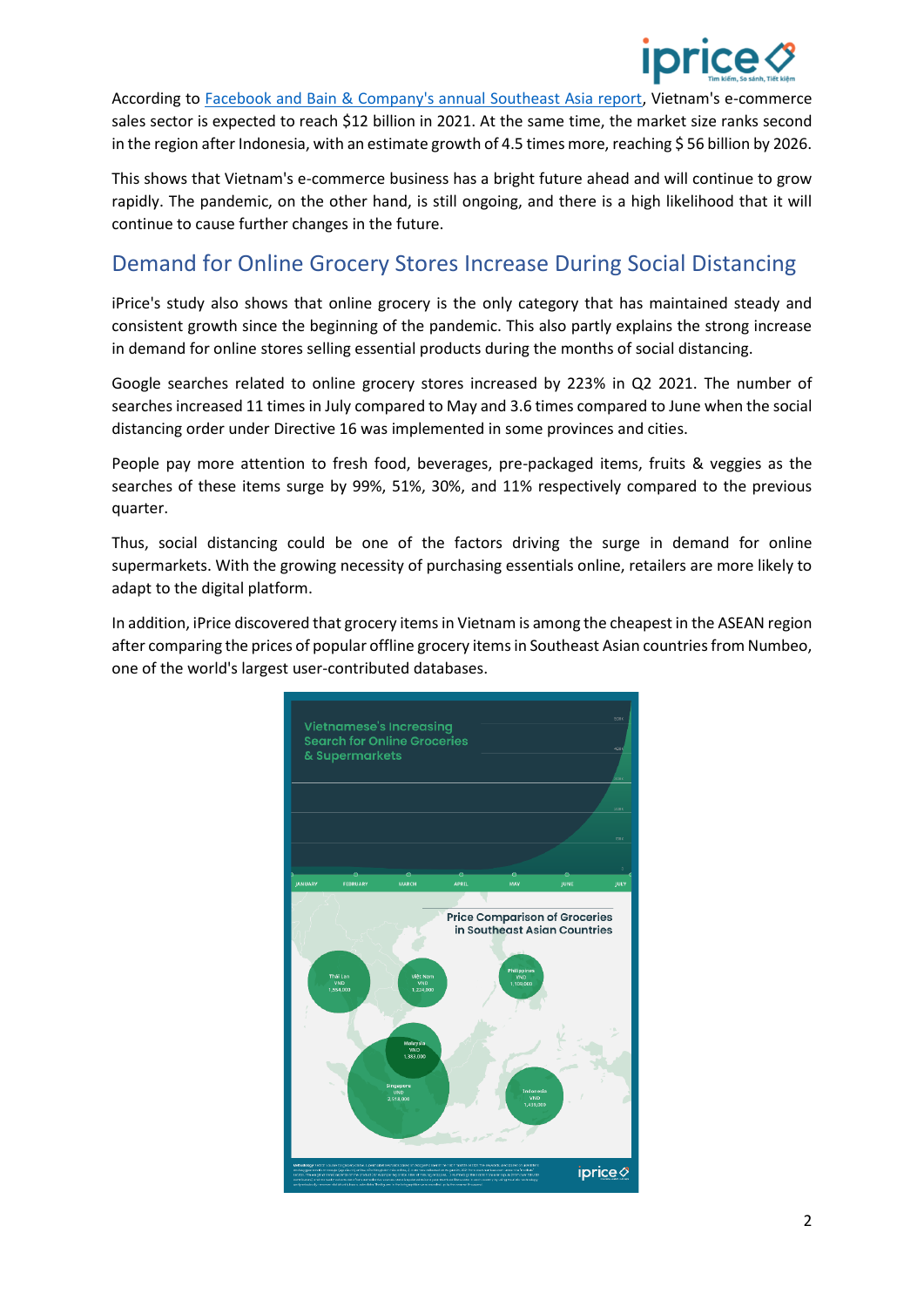According to [Facebook and Bain & Company's annual Southeast Asia report](), Vietnam's e-commerce sales sector is expected to reach $12 billion in 2021. At the same time, the market size ranks second in the region after Indonesia, with an estimate growth of 4.5 times more, reaching $ 56 billion by 2026.

This shows that Vietnam's e-commerce business has a bright future ahead and will continue to grow rapidly. The pandemic, on the other hand, is still ongoing, and there is a high likelihood that it will continue to cause further changes in the future.

## Demand for Online Grocery Stores Increase During Social Distancing

iPrice's study also shows that online grocery is the only category that has maintained steady and consistent growth since the beginning of the pandemic. This also partly explains the strong increase in demand for online stores selling essential products during the months of social distancing.

Google searches related to online grocery stores increased by 223% in Q2 2021. The number of searches increased 11 times in July compared to May and 3.6 times compared to June when the social distancing order under Directive 16 was implemented in some provinces and cities.

People pay more attention to fresh food, beverages, pre-packaged items, fruits & veggies as the searches of these items surge by 99%, 51%, 30%, and 11% respectively compared to the previous quarter.

Thus, social distancing could be one of the factors driving the surge in demand for online supermarkets. With the growing necessity of purchasing essentials online, retailers are more likely to adapt to the digital platform.

In addition, iPrice discovered that grocery items in Vietnam is among the cheapest in the ASEAN region after comparing the prices of popular offline grocery items in Southeast Asian countries from Numbeo, one of the world's largest user-contributed databases.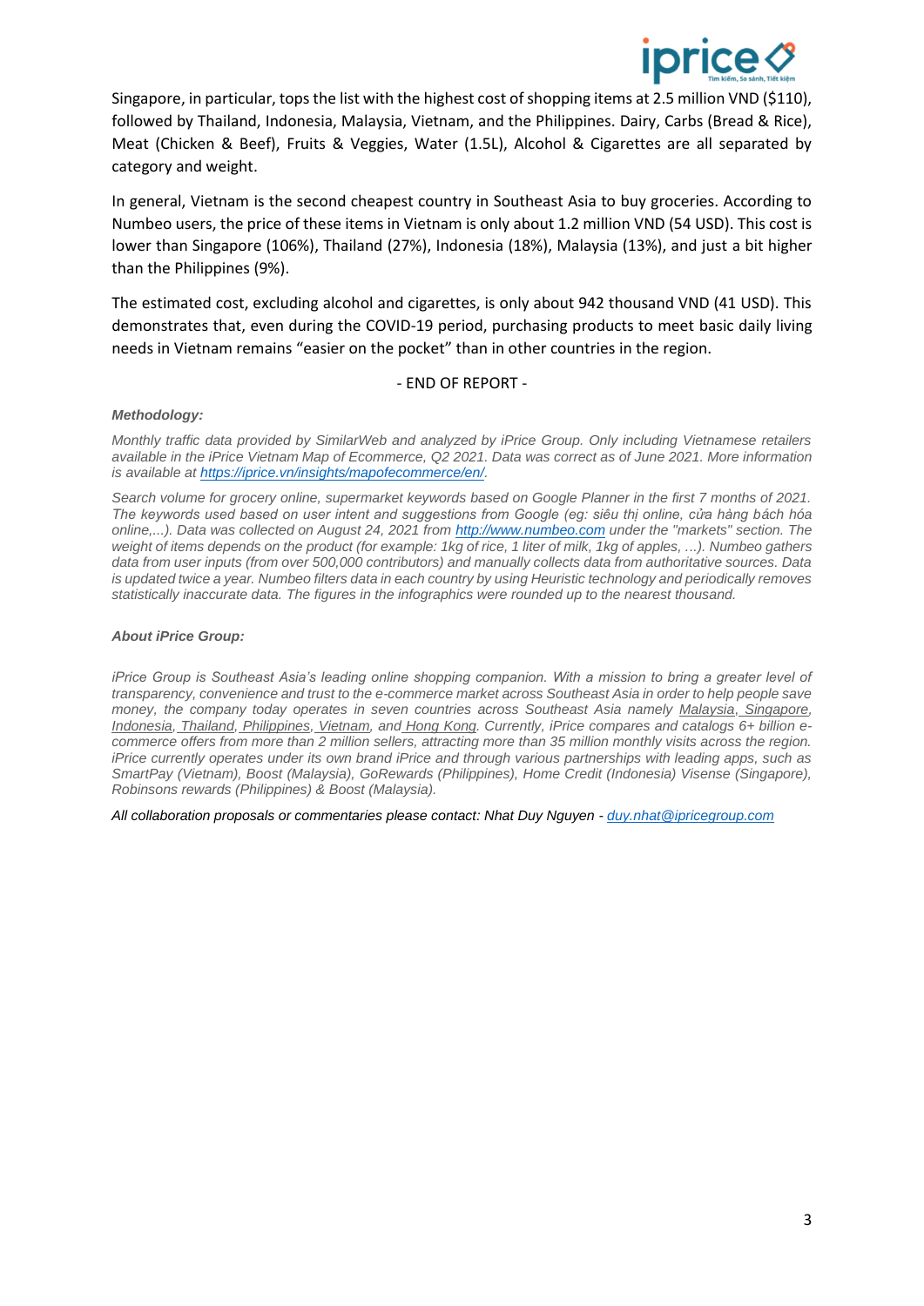Singapore, in particular, tops the list with the highest cost of shopping items at 2.5 million VND ($110), followed by Thailand, Indonesia, Malaysia, Vietnam, and the Philippines. Dairy, Carbs (Bread & Rice), Meat (Chicken & Beef), Fruits & Veggies, Water (1.5L), Alcohol & Cigarettes are all separated by category and weight.

In general, Vietnam is the second cheapest country in Southeast Asia to buy groceries. According to Numbeo users, the price of these items in Vietnam is only about 1.2 million VND (54 USD). This cost is lower than Singapore (106%), Thailand (27%), Indonesia (18%), Malaysia (13%), and just a bit higher than the Philippines (9%).

The estimated cost, excluding alcohol and cigarettes, is only about 942 thousand VND (41 USD). This demonstrates that, even during the COVID-19 period, purchasing products to meet basic daily living needs in Vietnam remains "easier on the pocket" than in other countries in the region.

- END OF REPORT -

***Methodology:***

*Monthly traffic data provided by SimilarWeb and analyzed by iPrice Group. Only including Vietnamese retailers available in the iPrice Vietnam Map of Ecommerce, Q2 2021. Data was correct as of June 2021. More information is available at [https://iprice.vn/insights/mapofecommerce/en/](https://iprice.vn/insights/mapofecommerce/en/).*

*Search volume for grocery online, supermarket keywords based on Google Planner in the first 7 months of 2021. The keywords used based on user intent and suggestions from Google (eg: siêu thị online, cửa hàng bách hóa online,...). Data was collected on August 24, 2021 from [http://www.numbeo.com](http://www.numbeo.com) under the "markets" section. The weight of items depends on the product (for example: 1kg of rice, 1 liter of milk, 1kg of apples, ...). Numbeo gathers data from user inputs (from over 500,000 contributors) and manually collects data from authoritative sources. Data is updated twice a year. Numbeo filters data in each country by using Heuristic technology and periodically removes statistically inaccurate data. The figures in the infographics were rounded up to the nearest thousand.*

***About iPrice Group:***

*iPrice Group is Southeast Asia's leading online shopping companion. With a mission to bring a greater level of transparency, convenience and trust to the e-commerce market across Southeast Asia in order to help people save money, the company today operates in seven countries across Southeast Asia namely Malaysia, Singapore, Indonesia, Thailand, Philippines, Vietnam, and Hong Kong. Currently, iPrice compares and catalogs 6+ billion e-commerce offers from more than 2 million sellers, attracting more than 35 million monthly visits across the region. iPrice currently operates under its own brand iPrice and through various partnerships with leading apps, such as SmartPay (Vietnam), Boost (Malaysia), GoRewards (Philippines), Home Credit (Indonesia) Visense (Singapore), Robinsons rewards (Philippines) & Boost (Malaysia).*

*All collaboration proposals or commentaries please contact: Nhat Duy Nguyen - [duy.nhat@ipricegroup.com](mailto:duy.nhat@ipricegroup.com)*